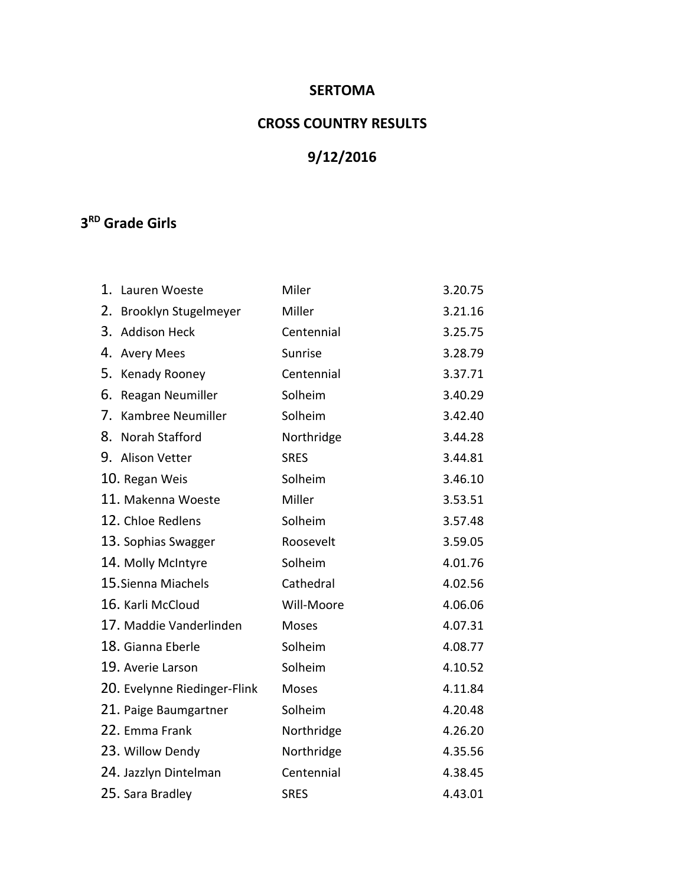# SERTOMA

# CROSS COUNTRY RESULTS

# 9/12/2016

## 3RD Grade Girls

| | Name | School | Time |
|---|---|---|---|
| 1. | Lauren Woeste | Miler | 3.20.75 |
| 2. | Brooklyn Stugelmeyer | Miller | 3.21.16 |
| 3. | Addison Heck | Centennial | 3.25.75 |
| 4. | Avery Mees | Sunrise | 3.28.79 |
| 5. | Kenady Rooney | Centennial | 3.37.71 |
| 6. | Reagan Neumiller | Solheim | 3.40.29 |
| 7. | Kambree Neumiller | Solheim | 3.42.40 |
| 8. | Norah Stafford | Northridge | 3.44.28 |
| 9. | Alison Vetter | SRES | 3.44.81 |
| 10. | Regan Weis | Solheim | 3.46.10 |
| 11. | Makenna Woeste | Miller | 3.53.51 |
| 12. | Chloe Redlens | Solheim | 3.57.48 |
| 13. | Sophias Swagger | Roosevelt | 3.59.05 |
| 14. | Molly McIntyre | Solheim | 4.01.76 |
| 15. | Sienna Miachels | Cathedral | 4.02.56 |
| 16. | Karli McCloud | Will-Moore | 4.06.06 |
| 17. | Maddie Vanderlinden | Moses | 4.07.31 |
| 18. | Gianna Eberle | Solheim | 4.08.77 |
| 19. | Averie Larson | Solheim | 4.10.52 |
| 20. | Evelynne Riedinger-Flink | Moses | 4.11.84 |
| 21. | Paige Baumgartner | Solheim | 4.20.48 |
| 22. | Emma Frank | Northridge | 4.26.20 |
| 23. | Willow Dendy | Northridge | 4.35.56 |
| 24. | Jazzlyn Dintelman | Centennial | 4.38.45 |
| 25. | Sara Bradley | SRES | 4.43.01 |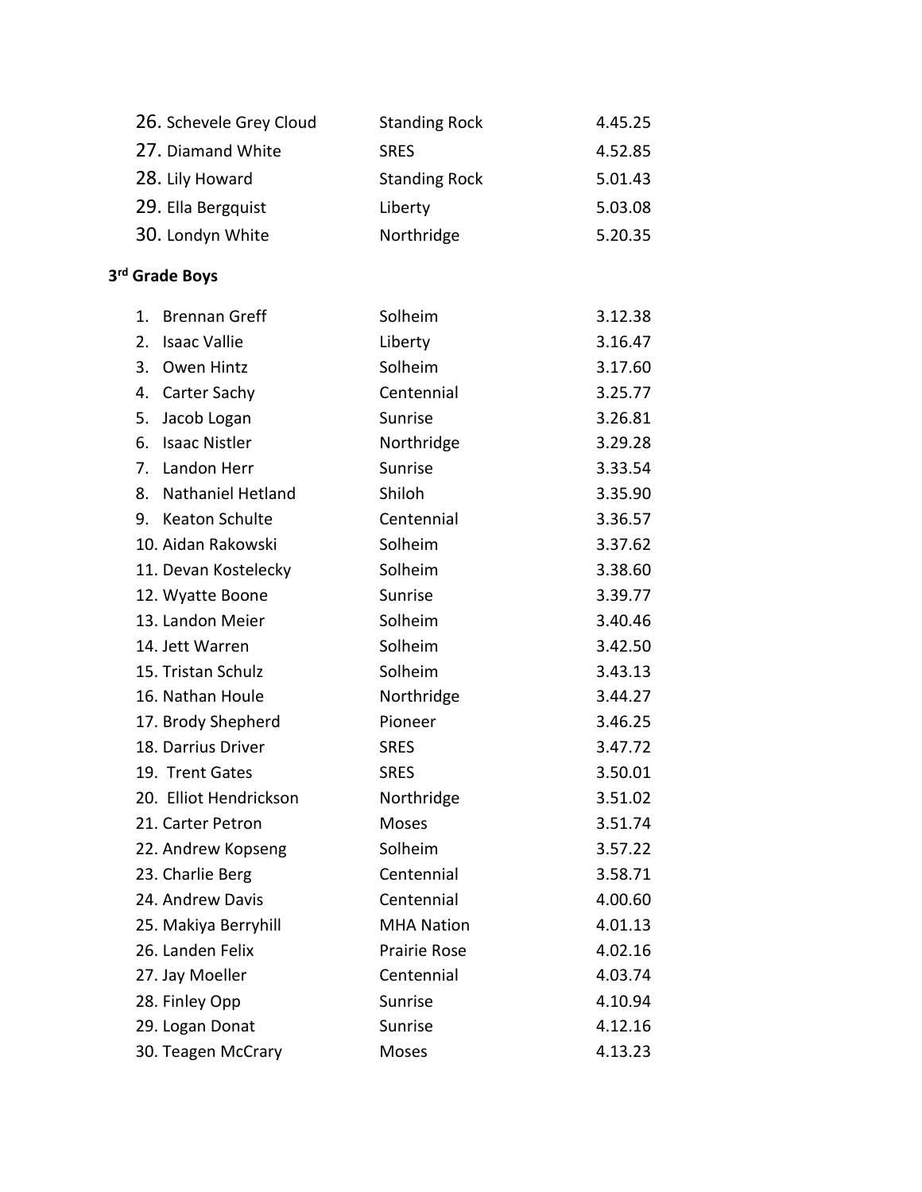26. Schevele Grey Cloud Standing Rock 4.45.25
27. Diamand White SRES 4.52.85
28. Lily Howard Standing Rock 5.01.43
29. Ella Bergquist Liberty 5.03.08
30. Londyn White Northridge 5.20.35

**3rd Grade Boys**

1. Brennan Greff Solheim 3.12.38
2. Isaac Vallie Liberty 3.16.47
3. Owen Hintz Solheim 3.17.60
4. Carter Sachy Centennial 3.25.77
5. Jacob Logan Sunrise 3.26.81
6. Isaac Nistler Northridge 3.29.28
7. Landon Herr Sunrise 3.33.54
8. Nathaniel Hetland Shiloh 3.35.90
9. Keaton Schulte Centennial 3.36.57
10. Aidan Rakowski Solheim 3.37.62
11. Devan Kostelecky Solheim 3.38.60
12. Wyatte Boone Sunrise 3.39.77
13. Landon Meier Solheim 3.40.46
14. Jett Warren Solheim 3.42.50
15. Tristan Schulz Solheim 3.43.13
16. Nathan Houle Northridge 3.44.27
17. Brody Shepherd Pioneer 3.46.25
18. Darrius Driver SRES 3.47.72
19. Trent Gates SRES 3.50.01
20. Elliot Hendrickson Northridge 3.51.02
21. Carter Petron Moses 3.51.74
22. Andrew Kopseng Solheim 3.57.22
23. Charlie Berg Centennial 3.58.71
24. Andrew Davis Centennial 4.00.60
25. Makiya Berryhill MHA Nation 4.01.13
26. Landen Felix Prairie Rose 4.02.16
27. Jay Moeller Centennial 4.03.74
28. Finley Opp Sunrise 4.10.94
29. Logan Donat Sunrise 4.12.16
30. Teagen McCrary Moses 4.13.23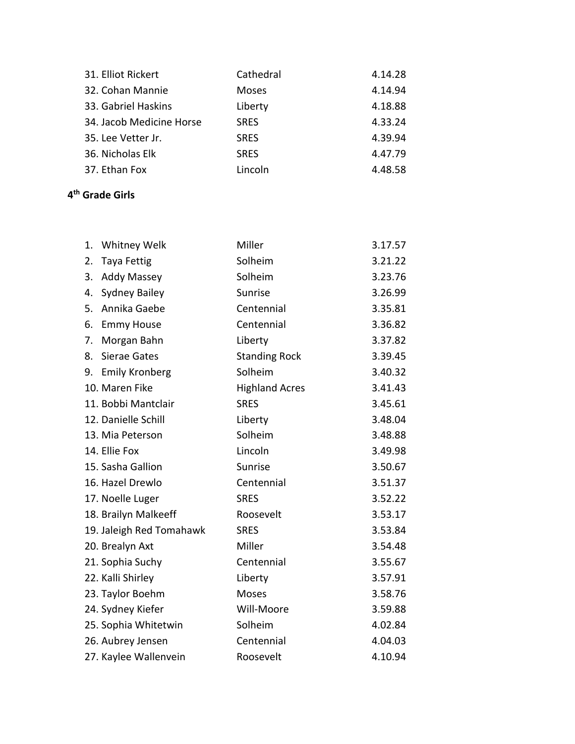| | | |
|---|---|---|
| 31. Elliot Rickert | Cathedral | 4.14.28 |
| 32. Cohan Mannie | Moses | 4.14.94 |
| 33. Gabriel Haskins | Liberty | 4.18.88 |
| 34. Jacob Medicine Horse | SRES | 4.33.24 |
| 35. Lee Vetter Jr. | SRES | 4.39.94 |
| 36. Nicholas Elk | SRES | 4.47.79 |
| 37. Ethan Fox | Lincoln | 4.48.58 |

**4th Grade Girls**

| | | |
|---|---|---|
| 1. Whitney Welk | Miller | 3.17.57 |
| 2. Taya Fettig | Solheim | 3.21.22 |
| 3. Addy Massey | Solheim | 3.23.76 |
| 4. Sydney Bailey | Sunrise | 3.26.99 |
| 5. Annika Gaebe | Centennial | 3.35.81 |
| 6. Emmy House | Centennial | 3.36.82 |
| 7. Morgan Bahn | Liberty | 3.37.82 |
| 8. Sierae Gates | Standing Rock | 3.39.45 |
| 9. Emily Kronberg | Solheim | 3.40.32 |
| 10. Maren Fike | Highland Acres | 3.41.43 |
| 11. Bobbi Mantclair | SRES | 3.45.61 |
| 12. Danielle Schill | Liberty | 3.48.04 |
| 13. Mia Peterson | Solheim | 3.48.88 |
| 14. Ellie Fox | Lincoln | 3.49.98 |
| 15. Sasha Gallion | Sunrise | 3.50.67 |
| 16. Hazel Drewlo | Centennial | 3.51.37 |
| 17. Noelle Luger | SRES | 3.52.22 |
| 18. Brailyn Malkeeff | Roosevelt | 3.53.17 |
| 19. Jaleigh Red Tomahawk | SRES | 3.53.84 |
| 20. Brealyn Axt | Miller | 3.54.48 |
| 21. Sophia Suchy | Centennial | 3.55.67 |
| 22. Kalli Shirley | Liberty | 3.57.91 |
| 23. Taylor Boehm | Moses | 3.58.76 |
| 24. Sydney Kiefer | Will-Moore | 3.59.88 |
| 25. Sophia Whitetwin | Solheim | 4.02.84 |
| 26. Aubrey Jensen | Centennial | 4.04.03 |
| 27. Kaylee Wallenvein | Roosevelt | 4.10.94 |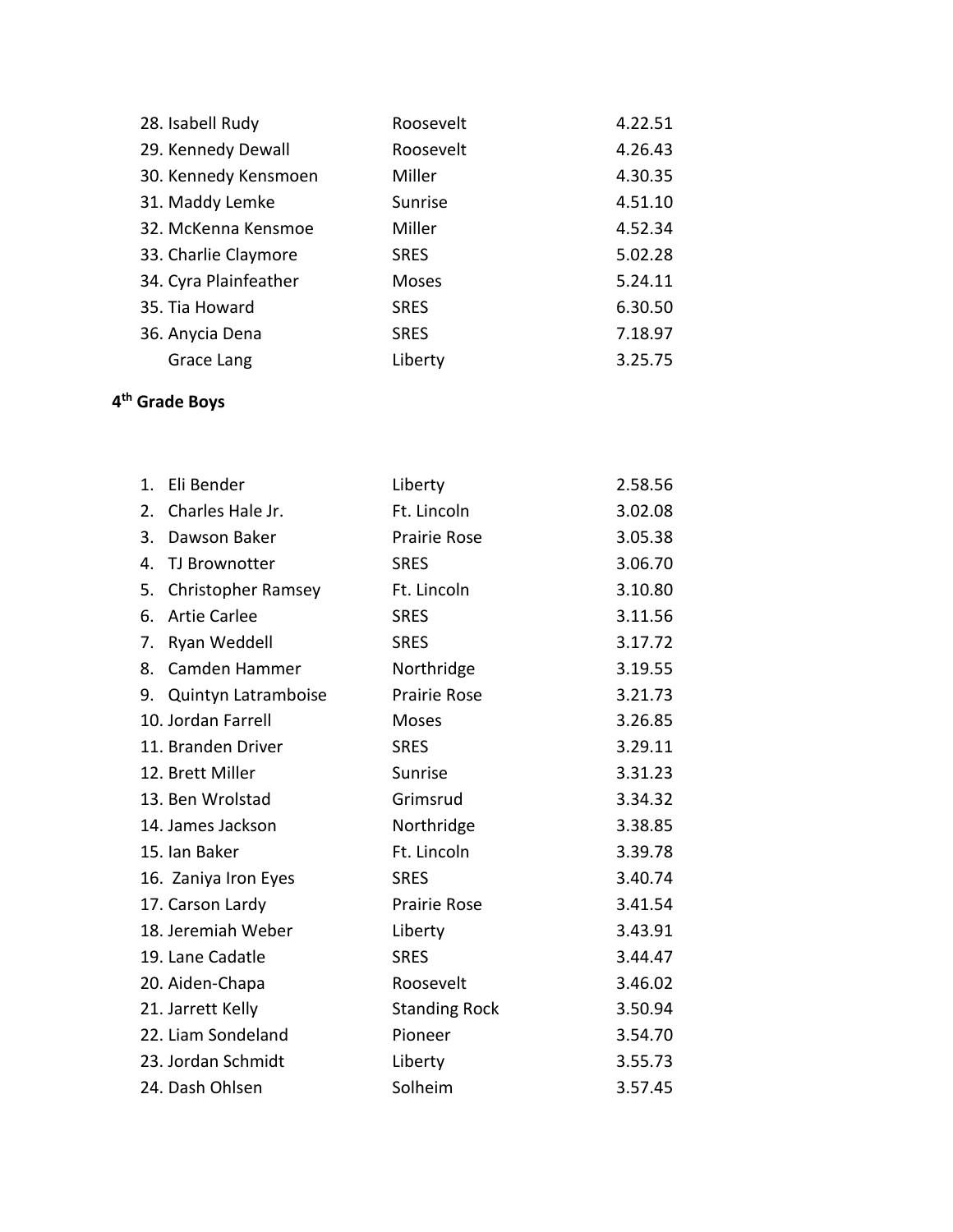| | | |
|---|---|---|
| 28. Isabell Rudy | Roosevelt | 4.22.51 |
| 29. Kennedy Dewall | Roosevelt | 4.26.43 |
| 30. Kennedy Kensmoen | Miller | 4.30.35 |
| 31. Maddy Lemke | Sunrise | 4.51.10 |
| 32. McKenna Kensmoe | Miller | 4.52.34 |
| 33. Charlie Claymore | SRES | 5.02.28 |
| 34. Cyra Plainfeather | Moses | 5.24.11 |
| 35. Tia Howard | SRES | 6.30.50 |
| 36. Anycia Dena | SRES | 7.18.97 |
| Grace Lang | Liberty | 3.25.75 |

**4th Grade Boys**

| | | |
|---|---|---|
| 1. Eli Bender | Liberty | 2.58.56 |
| 2. Charles Hale Jr. | Ft. Lincoln | 3.02.08 |
| 3. Dawson Baker | Prairie Rose | 3.05.38 |
| 4. TJ Brownotter | SRES | 3.06.70 |
| 5. Christopher Ramsey | Ft. Lincoln | 3.10.80 |
| 6. Artie Carlee | SRES | 3.11.56 |
| 7. Ryan Weddell | SRES | 3.17.72 |
| 8. Camden Hammer | Northridge | 3.19.55 |
| 9. Quintyn Latramboise | Prairie Rose | 3.21.73 |
| 10. Jordan Farrell | Moses | 3.26.85 |
| 11. Branden Driver | SRES | 3.29.11 |
| 12. Brett Miller | Sunrise | 3.31.23 |
| 13. Ben Wrolstad | Grimsrud | 3.34.32 |
| 14. James Jackson | Northridge | 3.38.85 |
| 15. Ian Baker | Ft. Lincoln | 3.39.78 |
| 16. Zaniya Iron Eyes | SRES | 3.40.74 |
| 17. Carson Lardy | Prairie Rose | 3.41.54 |
| 18. Jeremiah Weber | Liberty | 3.43.91 |
| 19. Lane Cadatle | SRES | 3.44.47 |
| 20. Aiden-Chapa | Roosevelt | 3.46.02 |
| 21. Jarrett Kelly | Standing Rock | 3.50.94 |
| 22. Liam Sondeland | Pioneer | 3.54.70 |
| 23. Jordan Schmidt | Liberty | 3.55.73 |
| 24. Dash Ohlsen | Solheim | 3.57.45 |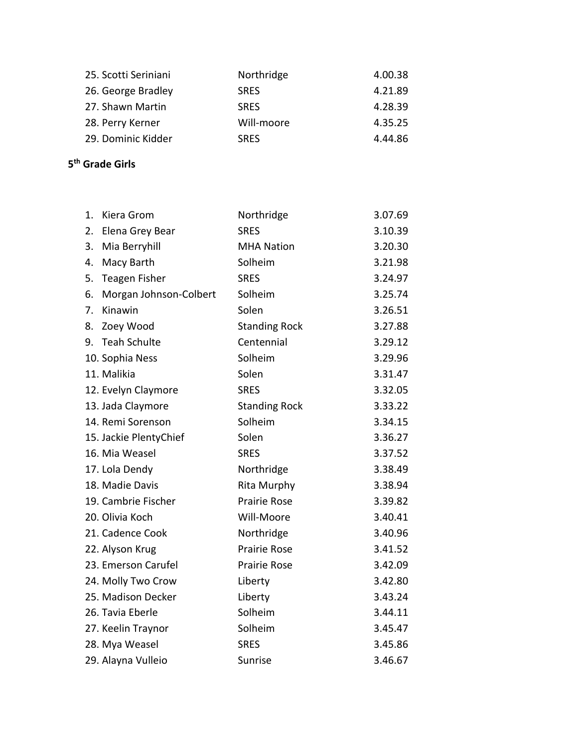25. Scotti Seriniani | Northridge | 4.00.38
26. George Bradley | SRES | 4.21.89
27. Shawn Martin | SRES | 4.28.39
28. Perry Kerner | Will-moore | 4.35.25
29. Dominic Kidder | SRES | 4.44.86

**5th Grade Girls**

| Place | Name | School | Time |
|---|---|---|---|
| 1. | Kiera Grom | Northridge | 3.07.69 |
| 2. | Elena Grey Bear | SRES | 3.10.39 |
| 3. | Mia Berryhill | MHA Nation | 3.20.30 |
| 4. | Macy Barth | Solheim | 3.21.98 |
| 5. | Teagen Fisher | SRES | 3.24.97 |
| 6. | Morgan Johnson-Colbert | Solheim | 3.25.74 |
| 7. | Kinawin | Solen | 3.26.51 |
| 8. | Zoey Wood | Standing Rock | 3.27.88 |
| 9. | Teah Schulte | Centennial | 3.29.12 |
| 10. | Sophia Ness | Solheim | 3.29.96 |
| 11. | Malikia | Solen | 3.31.47 |
| 12. | Evelyn Claymore | SRES | 3.32.05 |
| 13. | Jada Claymore | Standing Rock | 3.33.22 |
| 14. | Remi Sorenson | Solheim | 3.34.15 |
| 15. | Jackie PlentyChief | Solen | 3.36.27 |
| 16. | Mia Weasel | SRES | 3.37.52 |
| 17. | Lola Dendy | Northridge | 3.38.49 |
| 18. | Madie Davis | Rita Murphy | 3.38.94 |
| 19. | Cambrie Fischer | Prairie Rose | 3.39.82 |
| 20. | Olivia Koch | Will-Moore | 3.40.41 |
| 21. | Cadence Cook | Northridge | 3.40.96 |
| 22. | Alyson Krug | Prairie Rose | 3.41.52 |
| 23. | Emerson Carufel | Prairie Rose | 3.42.09 |
| 24. | Molly Two Crow | Liberty | 3.42.80 |
| 25. | Madison Decker | Liberty | 3.43.24 |
| 26. | Tavia Eberle | Solheim | 3.44.11 |
| 27. | Keelin Traynor | Solheim | 3.45.47 |
| 28. | Mya Weasel | SRES | 3.45.86 |
| 29. | Alayna Vulleio | Sunrise | 3.46.67 |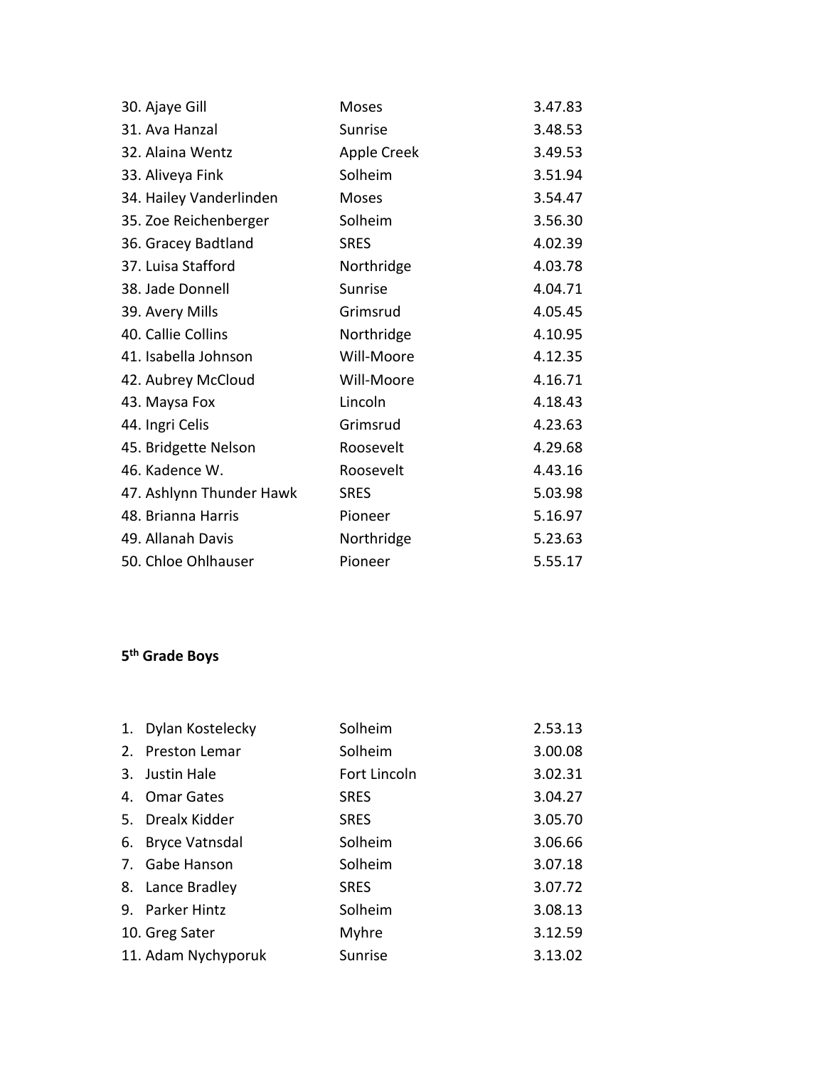30. Ajaye Gill Moses 3.47.83
31. Ava Hanzal Sunrise 3.48.53
32. Alaina Wentz Apple Creek 3.49.53
33. Aliveya Fink Solheim 3.51.94
34. Hailey Vanderlinden Moses 3.54.47
35. Zoe Reichenberger Solheim 3.56.30
36. Gracey Badtland SRES 4.02.39
37. Luisa Stafford Northridge 4.03.78
38. Jade Donnell Sunrise 4.04.71
39. Avery Mills Grimsrud 4.05.45
40. Callie Collins Northridge 4.10.95
41. Isabella Johnson Will-Moore 4.12.35
42. Aubrey McCloud Will-Moore 4.16.71
43. Maysa Fox Lincoln 4.18.43
44. Ingri Celis Grimsrud 4.23.63
45. Bridgette Nelson Roosevelt 4.29.68
46. Kadence W. Roosevelt 4.43.16
47. Ashlynn Thunder Hawk SRES 5.03.98
48. Brianna Harris Pioneer 5.16.97
49. Allanah Davis Northridge 5.23.63
50. Chloe Ohlhauser Pioneer 5.55.17

**5th Grade Boys**

1. Dylan Kostelecky Solheim 2.53.13
2. Preston Lemar Solheim 3.00.08
3. Justin Hale Fort Lincoln 3.02.31
4. Omar Gates SRES 3.04.27
5. Drealx Kidder SRES 3.05.70
6. Bryce Vatnsdal Solheim 3.06.66
7. Gabe Hanson Solheim 3.07.18
8. Lance Bradley SRES 3.07.72
9. Parker Hintz Solheim 3.08.13
10. Greg Sater Myhre 3.12.59
11. Adam Nychyporuk Sunrise 3.13.02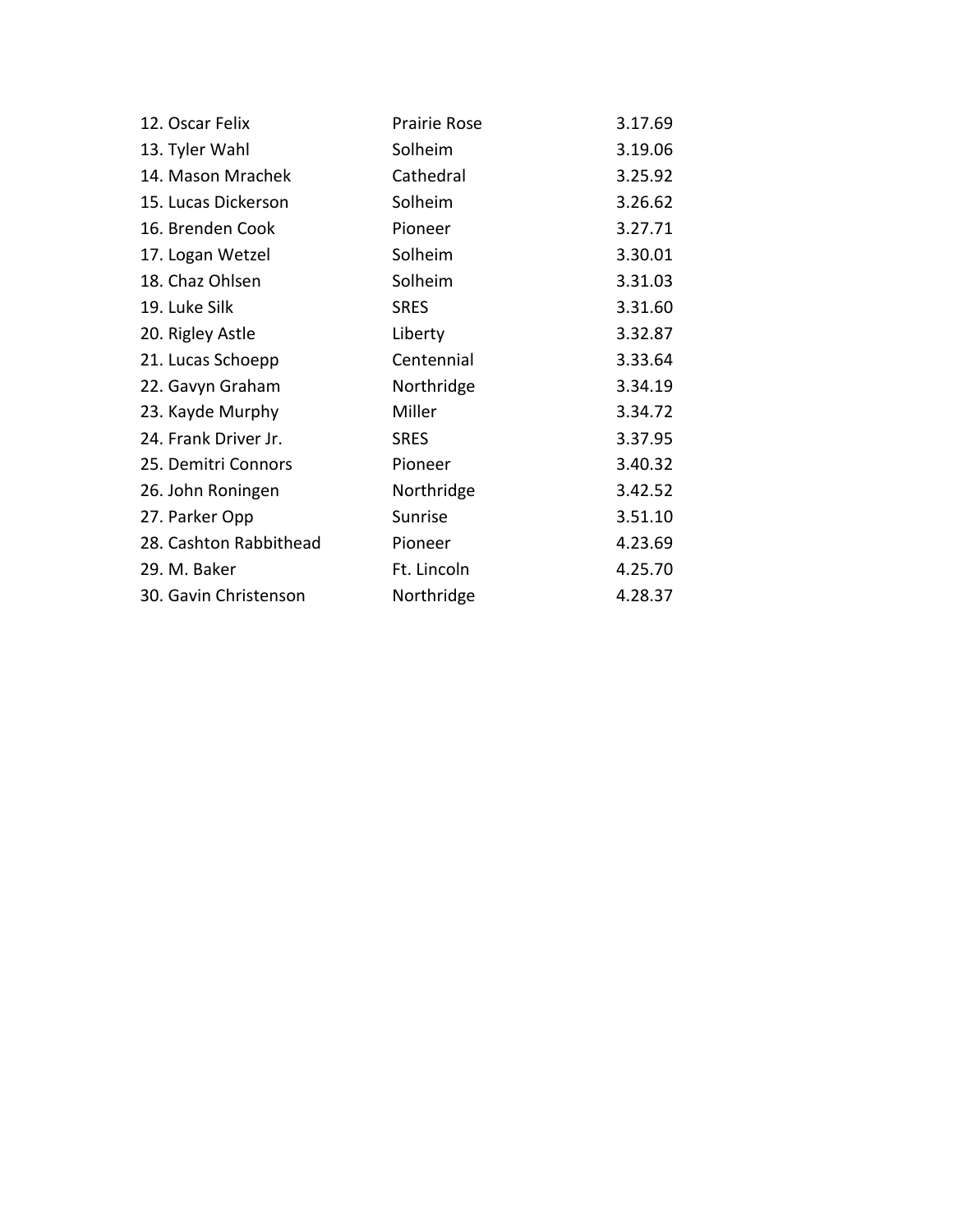| | | |
|---|---|---|
| 12. Oscar Felix | Prairie Rose | 3.17.69 |
| 13. Tyler Wahl | Solheim | 3.19.06 |
| 14. Mason Mrachek | Cathedral | 3.25.92 |
| 15. Lucas Dickerson | Solheim | 3.26.62 |
| 16. Brenden Cook | Pioneer | 3.27.71 |
| 17. Logan Wetzel | Solheim | 3.30.01 |
| 18. Chaz Ohlsen | Solheim | 3.31.03 |
| 19. Luke Silk | SRES | 3.31.60 |
| 20. Rigley Astle | Liberty | 3.32.87 |
| 21. Lucas Schoepp | Centennial | 3.33.64 |
| 22. Gavyn Graham | Northridge | 3.34.19 |
| 23. Kayde Murphy | Miller | 3.34.72 |
| 24. Frank Driver Jr. | SRES | 3.37.95 |
| 25. Demitri Connors | Pioneer | 3.40.32 |
| 26. John Roningen | Northridge | 3.42.52 |
| 27. Parker Opp | Sunrise | 3.51.10 |
| 28. Cashton Rabbithead | Pioneer | 4.23.69 |
| 29. M. Baker | Ft. Lincoln | 4.25.70 |
| 30. Gavin Christenson | Northridge | 4.28.37 |